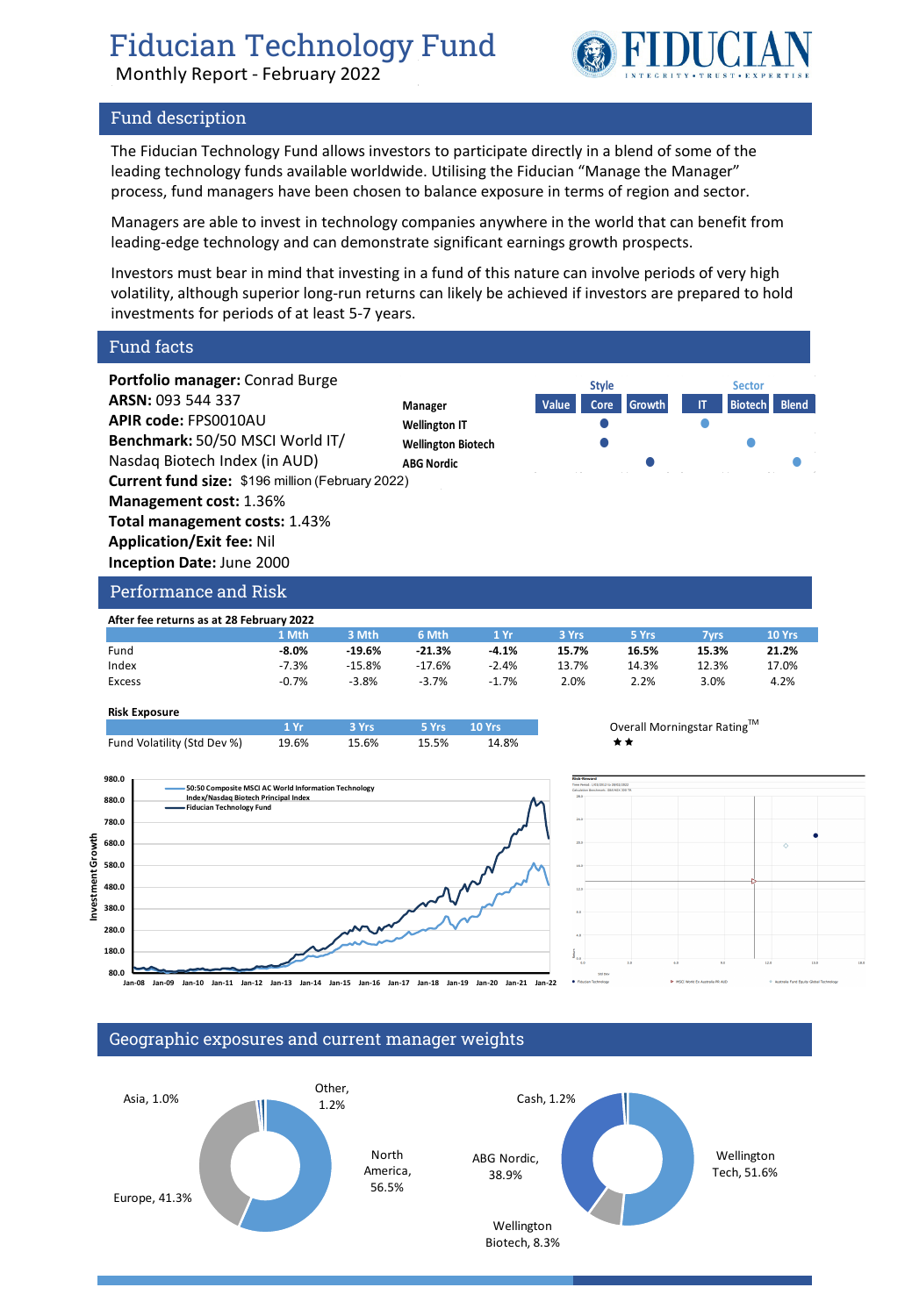# Fiducian Technology Fund

Monthly Report - February 2022

## Fund description

The Fiducian Technology Fund allows investors to participate directly in a blend of some of the leading technology funds available worldwide. Utilising the Fiducian "Manage the Manager" process, fund managers have been chosen to balance exposure in terms of region and sector.

Managers are able to invest in technology companies anywhere in the world that can benefit from leading-edge technology and can demonstrate significant earnings growth prospects.

Investors must bear in mind that investing in a fund of this nature can involve periods of very high volatility, although superior long-run returns can likely be achieved if investors are prepared to hold investments for periods of at least 5-7 years.

## Fund facts

**Portfolio manager:** Conrad Burge
**ARSN:** 093 544 337
**APIR code:** FPS0010AU
**Benchmark:** 50/50 MSCI World IT/ Nasdaq Biotech Index (in AUD)
**Current fund size:** $196 million (February 2022)
**Management cost:** 1.36%
**Total management costs:** 1.43%
**Application/Exit fee:** Nil
**Inception Date:** June 2000

| Manager | Style: Value | Style: Core | Style: Growth | Sector: IT | Sector: Biotech | Sector: Blend |
|---|---|---|---|---|---|---|
| Wellington IT | | ● | | ● | | |
| Wellington Biotech | | ● | | | ● | |
| ABG Nordic | | | ● | | | ● |

## Performance and Risk

**After fee returns as at 28 February 2022**

| | 1 Mth | 3 Mth | 6 Mth | 1 Yr | 3 Yrs | 5 Yrs | 7yrs | 10 Yrs |
|---|---|---|---|---|---|---|---|---|
| Fund | **-8.0%** | **-19.6%** | **-21.3%** | **-4.1%** | **15.7%** | **16.5%** | **15.3%** | **21.2%** |
| Index | -7.3% | -15.8% | -17.6% | -2.4% | 13.7% | 14.3% | 12.3% | 17.0% |
| Excess | -0.7% | -3.8% | -3.7% | -1.7% | 2.0% | 2.2% | 3.0% | 4.2% |

**Risk Exposure**

| | 1 Yr | 3 Yrs | 5 Yrs | 10 Yrs |
|---|---|---|---|---|
| Fund Volatility (Std Dev %) | 19.6% | 15.6% | 15.5% | 14.8% |

Overall Morningstar Rating™ ★★

## Geographic exposures and current manager weights

Geographic exposures: North America, 56.5%; Europe, 41.3%; Asia, 1.0%; Other, 1.2%

Manager weights: Wellington Tech, 51.6%; ABG Nordic, 38.9%; Wellington Biotech, 8.3%; Cash, 1.2%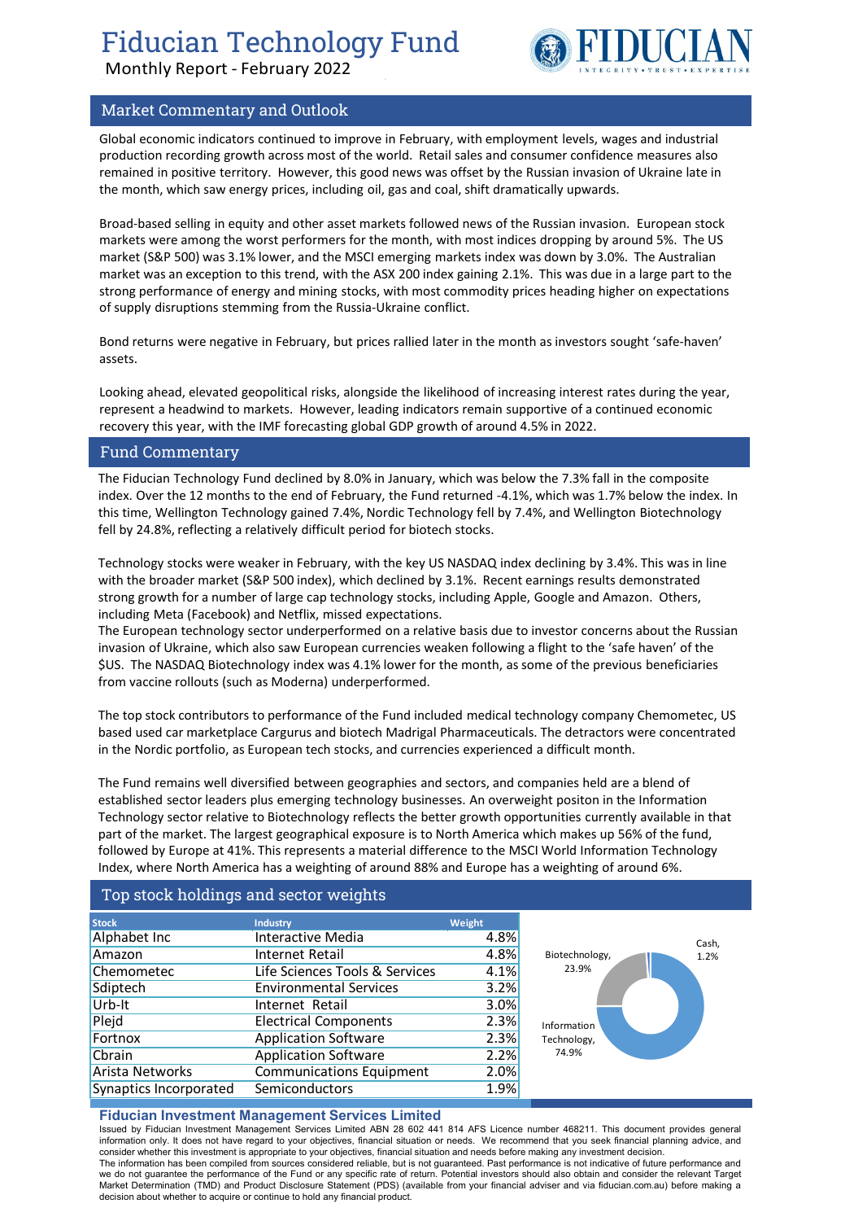# Fiducian Technology Fund

Monthly Report - February 2022

## Market Commentary and Outlook

Global economic indicators continued to improve in February, with employment levels, wages and industrial production recording growth across most of the world. Retail sales and consumer confidence measures also remained in positive territory. However, this good news was offset by the Russian invasion of Ukraine late in the month, which saw energy prices, including oil, gas and coal, shift dramatically upwards.

Broad-based selling in equity and other asset markets followed news of the Russian invasion. European stock markets were among the worst performers for the month, with most indices dropping by around 5%. The US market (S&P 500) was 3.1% lower, and the MSCI emerging markets index was down by 3.0%. The Australian market was an exception to this trend, with the ASX 200 index gaining 2.1%. This was due in a large part to the strong performance of energy and mining stocks, with most commodity prices heading higher on expectations of supply disruptions stemming from the Russia-Ukraine conflict.

Bond returns were negative in February, but prices rallied later in the month as investors sought 'safe-haven' assets.

Looking ahead, elevated geopolitical risks, alongside the likelihood of increasing interest rates during the year, represent a headwind to markets. However, leading indicators remain supportive of a continued economic recovery this year, with the IMF forecasting global GDP growth of around 4.5% in 2022.

## Fund Commentary

The Fiducian Technology Fund declined by 8.0% in January, which was below the 7.3% fall in the composite index. Over the 12 months to the end of February, the Fund returned -4.1%, which was 1.7% below the index. In this time, Wellington Technology gained 7.4%, Nordic Technology fell by 7.4%, and Wellington Biotechnology fell by 24.8%, reflecting a relatively difficult period for biotech stocks.

Technology stocks were weaker in February, with the key US NASDAQ index declining by 3.4%. This was in line with the broader market (S&P 500 index), which declined by 3.1%. Recent earnings results demonstrated strong growth for a number of large cap technology stocks, including Apple, Google and Amazon. Others, including Meta (Facebook) and Netflix, missed expectations.
The European technology sector underperformed on a relative basis due to investor concerns about the Russian invasion of Ukraine, which also saw European currencies weaken following a flight to the 'safe haven' of the $US. The NASDAQ Biotechnology index was 4.1% lower for the month, as some of the previous beneficiaries from vaccine rollouts (such as Moderna) underperformed.

The top stock contributors to performance of the Fund included medical technology company Chemometec, US based used car marketplace Cargurus and biotech Madrigal Pharmaceuticals. The detractors were concentrated in the Nordic portfolio, as European tech stocks, and currencies experienced a difficult month.

The Fund remains well diversified between geographies and sectors, and companies held are a blend of established sector leaders plus emerging technology businesses. An overweight positon in the Information Technology sector relative to Biotechnology reflects the better growth opportunities currently available in that part of the market. The largest geographical exposure is to North America which makes up 56% of the fund, followed by Europe at 41%. This represents a material difference to the MSCI World Information Technology Index, where North America has a weighting of around 88% and Europe has a weighting of around 6%.

## Top stock holdings and sector weights

| Stock | Industry | Weight |
|---|---|---|
| Alphabet Inc | Interactive Media | 4.8% |
| Amazon | Internet Retail | 4.8% |
| Chemometec | Life Sciences Tools & Services | 4.1% |
| Sdiptech | Environmental Services | 3.2% |
| Urb-It | Internet Retail | 3.0% |
| Plejd | Electrical Components | 2.3% |
| Fortnox | Application Software | 2.3% |
| Cbrain | Application Software | 2.2% |
| Arista Networks | Communications Equipment | 2.0% |
| Synaptics Incorporated | Semiconductors | 1.9% |

Cash, 1.2%
Biotechnology, 23.9%
Information Technology, 74.9%

**Fiducian Investment Management Services Limited**

Issued by Fiducian Investment Management Services Limited ABN 28 602 441 814 AFS Licence number 468211. This document provides general information only. It does not have regard to your objectives, financial situation or needs. We recommend that you seek financial planning advice, and consider whether this investment is appropriate to your objectives, financial situation and needs before making any investment decision.
The information has been compiled from sources considered reliable, but is not guaranteed. Past performance is not indicative of future performance and we do not guarantee the performance of the Fund or any specific rate of return. Potential investors should also obtain and consider the relevant Target Market Determination (TMD) and Product Disclosure Statement (PDS) (available from your financial adviser and via fiducian.com.au) before making a decision about whether to acquire or continue to hold any financial product.